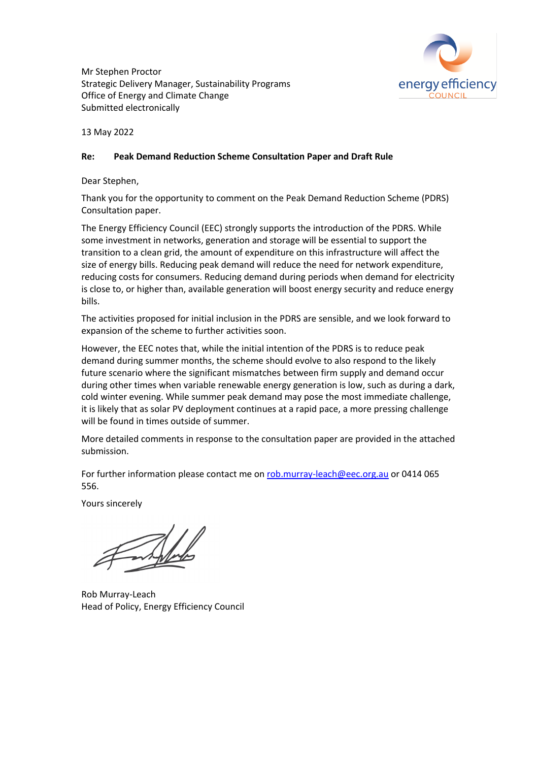Mr Stephen Proctor
Strategic Delivery Manager, Sustainability Programs
Office of Energy and Climate Change
Submitted electronically

13 May 2022

**Re: Peak Demand Reduction Scheme Consultation Paper and Draft Rule**

Dear Stephen,

Thank you for the opportunity to comment on the Peak Demand Reduction Scheme (PDRS) Consultation paper.

The Energy Efficiency Council (EEC) strongly supports the introduction of the PDRS. While some investment in networks, generation and storage will be essential to support the transition to a clean grid, the amount of expenditure on this infrastructure will affect the size of energy bills. Reducing peak demand will reduce the need for network expenditure, reducing costs for consumers. Reducing demand during periods when demand for electricity is close to, or higher than, available generation will boost energy security and reduce energy bills.

The activities proposed for initial inclusion in the PDRS are sensible, and we look forward to expansion of the scheme to further activities soon.

However, the EEC notes that, while the initial intention of the PDRS is to reduce peak demand during summer months, the scheme should evolve to also respond to the likely future scenario where the significant mismatches between firm supply and demand occur during other times when variable renewable energy generation is low, such as during a dark, cold winter evening. While summer peak demand may pose the most immediate challenge, it is likely that as solar PV deployment continues at a rapid pace, a more pressing challenge will be found in times outside of summer.

More detailed comments in response to the consultation paper are provided in the attached submission.

For further information please contact me on rob.murray-leach@eec.org.au or 0414 065 556.

Yours sincerely

Rob Murray-Leach
Head of Policy, Energy Efficiency Council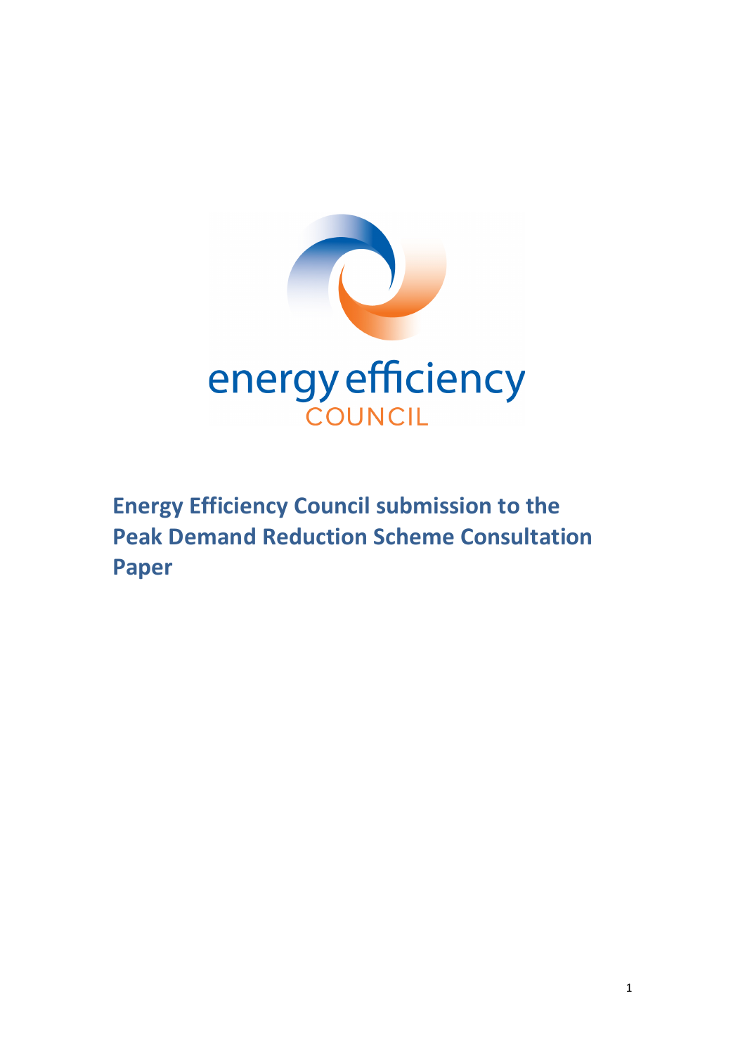energy efficiency COUNCIL

# Energy Efficiency Council submission to the Peak Demand Reduction Scheme Consultation Paper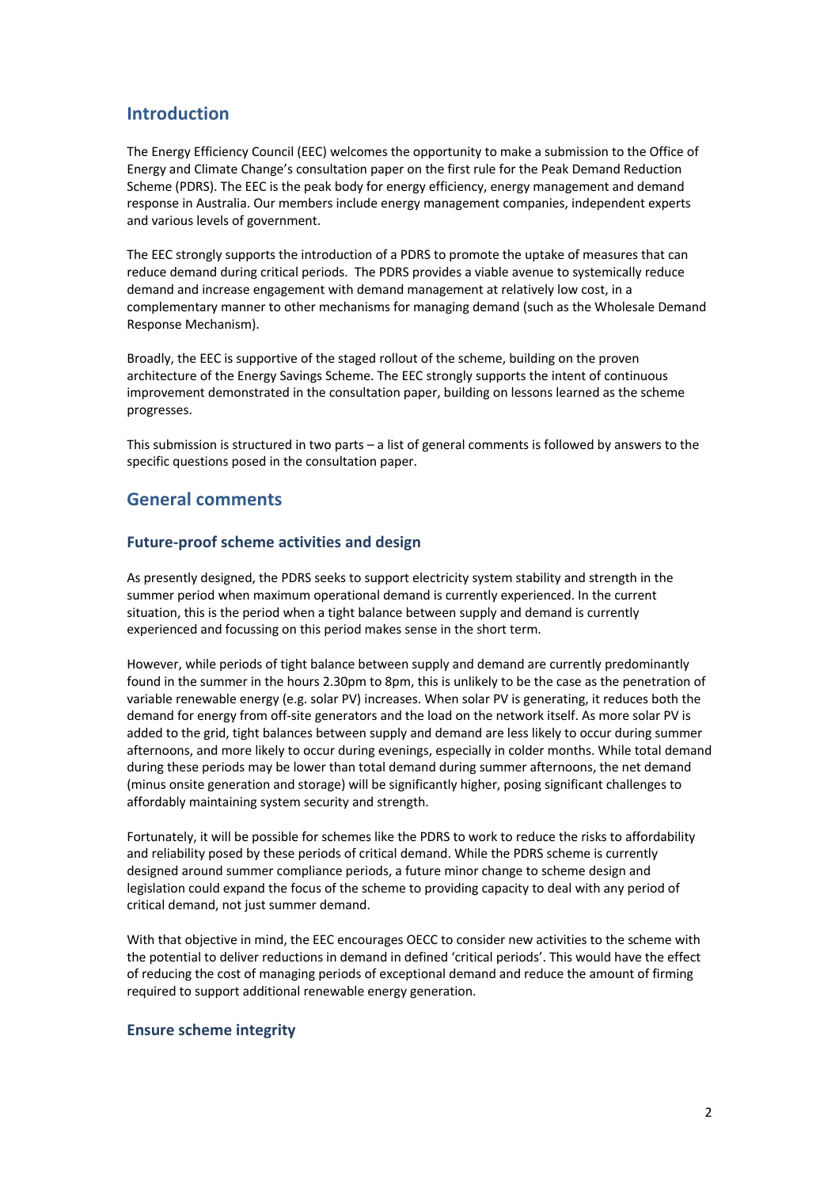## Introduction

The Energy Efficiency Council (EEC) welcomes the opportunity to make a submission to the Office of Energy and Climate Change's consultation paper on the first rule for the Peak Demand Reduction Scheme (PDRS). The EEC is the peak body for energy efficiency, energy management and demand response in Australia. Our members include energy management companies, independent experts and various levels of government.

The EEC strongly supports the introduction of a PDRS to promote the uptake of measures that can reduce demand during critical periods. The PDRS provides a viable avenue to systemically reduce demand and increase engagement with demand management at relatively low cost, in a complementary manner to other mechanisms for managing demand (such as the Wholesale Demand Response Mechanism).

Broadly, the EEC is supportive of the staged rollout of the scheme, building on the proven architecture of the Energy Savings Scheme. The EEC strongly supports the intent of continuous improvement demonstrated in the consultation paper, building on lessons learned as the scheme progresses.

This submission is structured in two parts – a list of general comments is followed by answers to the specific questions posed in the consultation paper.

## General comments

### Future-proof scheme activities and design

As presently designed, the PDRS seeks to support electricity system stability and strength in the summer period when maximum operational demand is currently experienced. In the current situation, this is the period when a tight balance between supply and demand is currently experienced and focussing on this period makes sense in the short term.

However, while periods of tight balance between supply and demand are currently predominantly found in the summer in the hours 2.30pm to 8pm, this is unlikely to be the case as the penetration of variable renewable energy (e.g. solar PV) increases. When solar PV is generating, it reduces both the demand for energy from off-site generators and the load on the network itself. As more solar PV is added to the grid, tight balances between supply and demand are less likely to occur during summer afternoons, and more likely to occur during evenings, especially in colder months. While total demand during these periods may be lower than total demand during summer afternoons, the net demand (minus onsite generation and storage) will be significantly higher, posing significant challenges to affordably maintaining system security and strength.

Fortunately, it will be possible for schemes like the PDRS to work to reduce the risks to affordability and reliability posed by these periods of critical demand. While the PDRS scheme is currently designed around summer compliance periods, a future minor change to scheme design and legislation could expand the focus of the scheme to providing capacity to deal with any period of critical demand, not just summer demand.

With that objective in mind, the EEC encourages OECC to consider new activities to the scheme with the potential to deliver reductions in demand in defined 'critical periods'. This would have the effect of reducing the cost of managing periods of exceptional demand and reduce the amount of firming required to support additional renewable energy generation.

### Ensure scheme integrity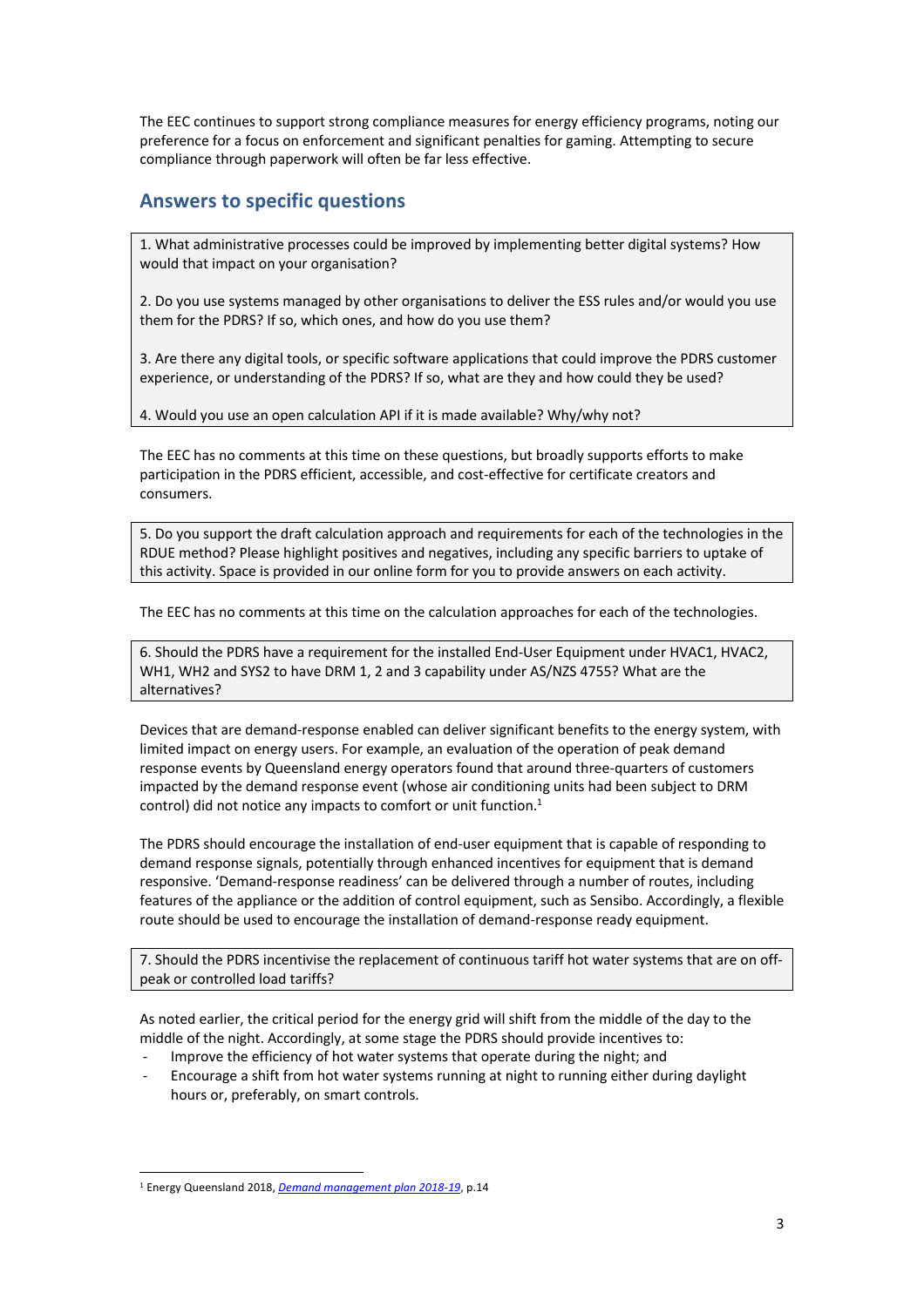The EEC continues to support strong compliance measures for energy efficiency programs, noting our preference for a focus on enforcement and significant penalties for gaming. Attempting to secure compliance through paperwork will often be far less effective.

## Answers to specific questions

> 1. What administrative processes could be improved by implementing better digital systems? How would that impact on your organisation?
>
> 2. Do you use systems managed by other organisations to deliver the ESS rules and/or would you use them for the PDRS? If so, which ones, and how do you use them?
>
> 3. Are there any digital tools, or specific software applications that could improve the PDRS customer experience, or understanding of the PDRS? If so, what are they and how could they be used?
>
> 4. Would you use an open calculation API if it is made available? Why/why not?

The EEC has no comments at this time on these questions, but broadly supports efforts to make participation in the PDRS efficient, accessible, and cost-effective for certificate creators and consumers.

> 5. Do you support the draft calculation approach and requirements for each of the technologies in the RDUE method? Please highlight positives and negatives, including any specific barriers to uptake of this activity. Space is provided in our online form for you to provide answers on each activity.

The EEC has no comments at this time on the calculation approaches for each of the technologies.

> 6. Should the PDRS have a requirement for the installed End-User Equipment under HVAC1, HVAC2, WH1, WH2 and SYS2 to have DRM 1, 2 and 3 capability under AS/NZS 4755? What are the alternatives?

Devices that are demand-response enabled can deliver significant benefits to the energy system, with limited impact on energy users. For example, an evaluation of the operation of peak demand response events by Queensland energy operators found that around three-quarters of customers impacted by the demand response event (whose air conditioning units had been subject to DRM control) did not notice any impacts to comfort or unit function.[1]

The PDRS should encourage the installation of end-user equipment that is capable of responding to demand response signals, potentially through enhanced incentives for equipment that is demand responsive. 'Demand-response readiness' can be delivered through a number of routes, including features of the appliance or the addition of control equipment, such as Sensibo. Accordingly, a flexible route should be used to encourage the installation of demand-response ready equipment.

> 7. Should the PDRS incentivise the replacement of continuous tariff hot water systems that are on off-peak or controlled load tariffs?

As noted earlier, the critical period for the energy grid will shift from the middle of the day to the middle of the night. Accordingly, at some stage the PDRS should provide incentives to:

- Improve the efficiency of hot water systems that operate during the night; and
- Encourage a shift from hot water systems running at night to running either during daylight hours or, preferably, on smart controls.

---

[1] Energy Queensland 2018, *Demand management plan 2018-19*, p.14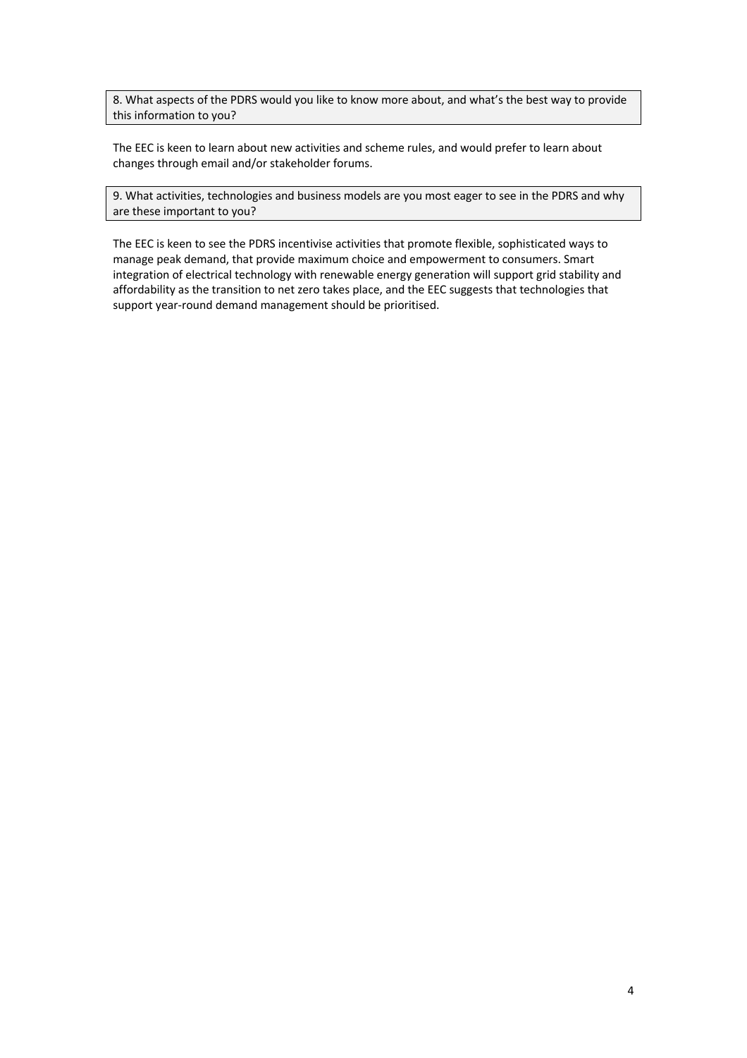8. What aspects of the PDRS would you like to know more about, and what's the best way to provide this information to you?

The EEC is keen to learn about new activities and scheme rules, and would prefer to learn about changes through email and/or stakeholder forums.

9. What activities, technologies and business models are you most eager to see in the PDRS and why are these important to you?

The EEC is keen to see the PDRS incentivise activities that promote flexible, sophisticated ways to manage peak demand, that provide maximum choice and empowerment to consumers. Smart integration of electrical technology with renewable energy generation will support grid stability and affordability as the transition to net zero takes place, and the EEC suggests that technologies that support year-round demand management should be prioritised.